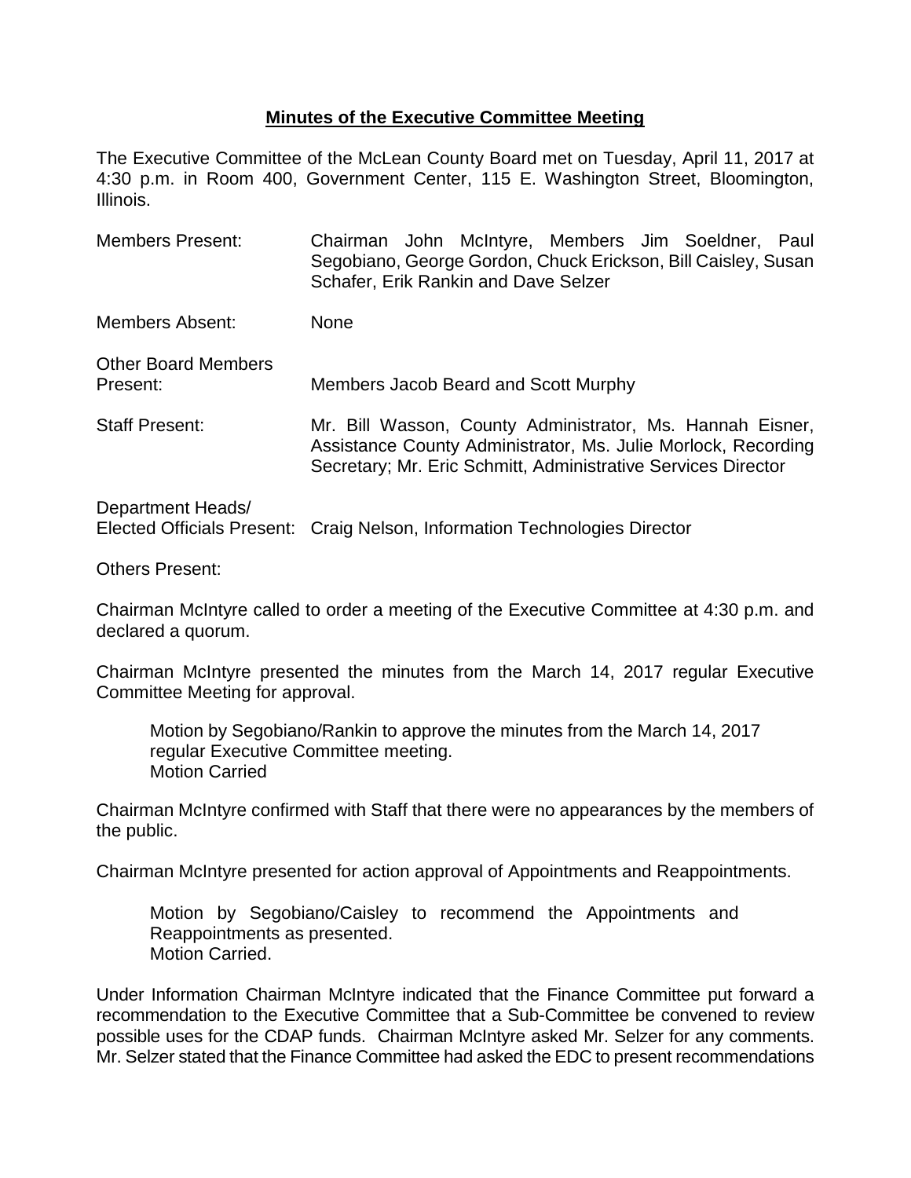## Minutes of the Executive Committee Meeting

The Executive Committee of the McLean County Board met on Tuesday, April 11, 2017 at 4:30 p.m. in Room 400, Government Center, 115 E. Washington Street, Bloomington, Illinois.

Members Present: Chairman John McIntyre, Members Jim Soeldner, Paul Segobiano, George Gordon, Chuck Erickson, Bill Caisley, Susan Schafer, Erik Rankin and Dave Selzer

Members Absent: None

Other Board Members Present: Members Jacob Beard and Scott Murphy

Staff Present: Mr. Bill Wasson, County Administrator, Ms. Hannah Eisner, Assistance County Administrator, Ms. Julie Morlock, Recording Secretary; Mr. Eric Schmitt, Administrative Services Director

Department Heads/ Elected Officials Present: Craig Nelson, Information Technologies Director

Others Present:

Chairman McIntyre called to order a meeting of the Executive Committee at 4:30 p.m. and declared a quorum.

Chairman McIntyre presented the minutes from the March 14, 2017 regular Executive Committee Meeting for approval.

> Motion by Segobiano/Rankin to approve the minutes from the March 14, 2017 regular Executive Committee meeting.
> Motion Carried

Chairman McIntyre confirmed with Staff that there were no appearances by the members of the public.

Chairman McIntyre presented for action approval of Appointments and Reappointments.

> Motion by Segobiano/Caisley to recommend the Appointments and Reappointments as presented.
> Motion Carried.

Under Information Chairman McIntyre indicated that the Finance Committee put forward a recommendation to the Executive Committee that a Sub-Committee be convened to review possible uses for the CDAP funds. Chairman McIntyre asked Mr. Selzer for any comments. Mr. Selzer stated that the Finance Committee had asked the EDC to present recommendations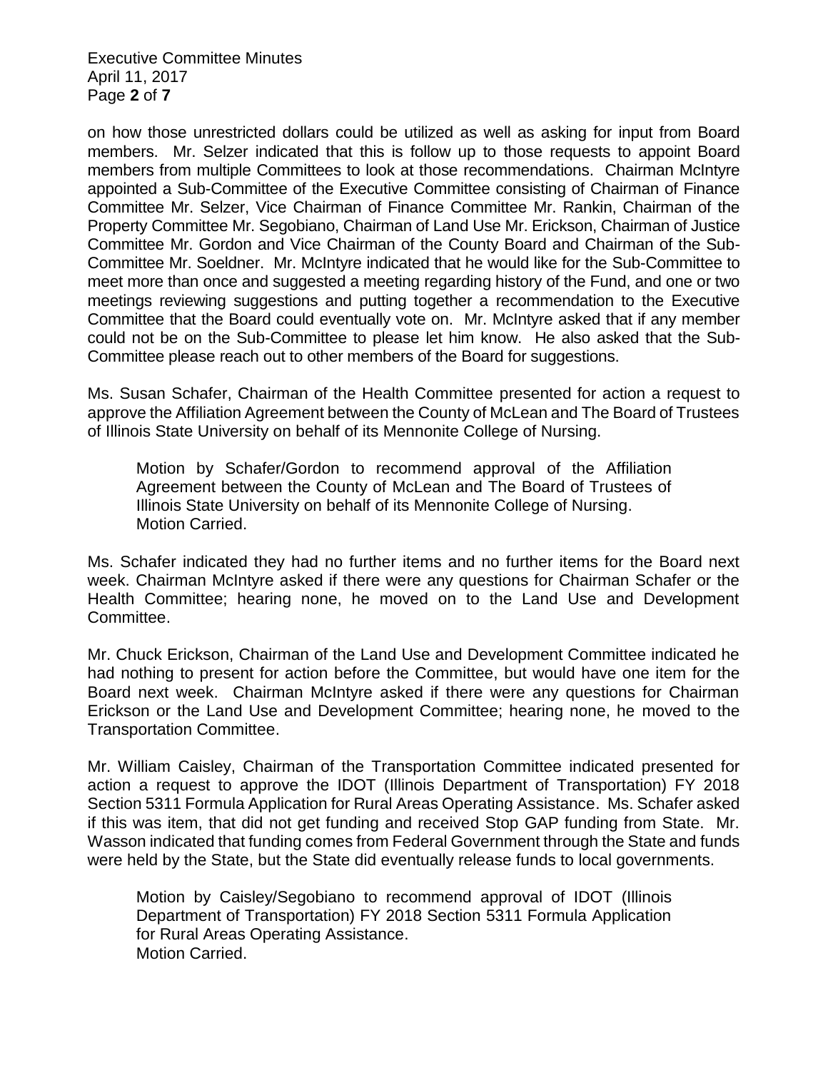on how those unrestricted dollars could be utilized as well as asking for input from Board members. Mr. Selzer indicated that this is follow up to those requests to appoint Board members from multiple Committees to look at those recommendations. Chairman McIntyre appointed a Sub-Committee of the Executive Committee consisting of Chairman of Finance Committee Mr. Selzer, Vice Chairman of Finance Committee Mr. Rankin, Chairman of the Property Committee Mr. Segobiano, Chairman of Land Use Mr. Erickson, Chairman of Justice Committee Mr. Gordon and Vice Chairman of the County Board and Chairman of the Sub-Committee Mr. Soeldner. Mr. McIntyre indicated that he would like for the Sub-Committee to meet more than once and suggested a meeting regarding history of the Fund, and one or two meetings reviewing suggestions and putting together a recommendation to the Executive Committee that the Board could eventually vote on. Mr. McIntyre asked that if any member could not be on the Sub-Committee to please let him know. He also asked that the Sub-Committee please reach out to other members of the Board for suggestions.

Ms. Susan Schafer, Chairman of the Health Committee presented for action a request to approve the Affiliation Agreement between the County of McLean and The Board of Trustees of Illinois State University on behalf of its Mennonite College of Nursing.

> Motion by Schafer/Gordon to recommend approval of the Affiliation Agreement between the County of McLean and The Board of Trustees of Illinois State University on behalf of its Mennonite College of Nursing.
> Motion Carried.

Ms. Schafer indicated they had no further items and no further items for the Board next week. Chairman McIntyre asked if there were any questions for Chairman Schafer or the Health Committee; hearing none, he moved on to the Land Use and Development Committee.

Mr. Chuck Erickson, Chairman of the Land Use and Development Committee indicated he had nothing to present for action before the Committee, but would have one item for the Board next week. Chairman McIntyre asked if there were any questions for Chairman Erickson or the Land Use and Development Committee; hearing none, he moved to the Transportation Committee.

Mr. William Caisley, Chairman of the Transportation Committee indicated presented for action a request to approve the IDOT (Illinois Department of Transportation) FY 2018 Section 5311 Formula Application for Rural Areas Operating Assistance. Ms. Schafer asked if this was item, that did not get funding and received Stop GAP funding from State. Mr. Wasson indicated that funding comes from Federal Government through the State and funds were held by the State, but the State did eventually release funds to local governments.

> Motion by Caisley/Segobiano to recommend approval of IDOT (Illinois Department of Transportation) FY 2018 Section 5311 Formula Application for Rural Areas Operating Assistance.
> Motion Carried.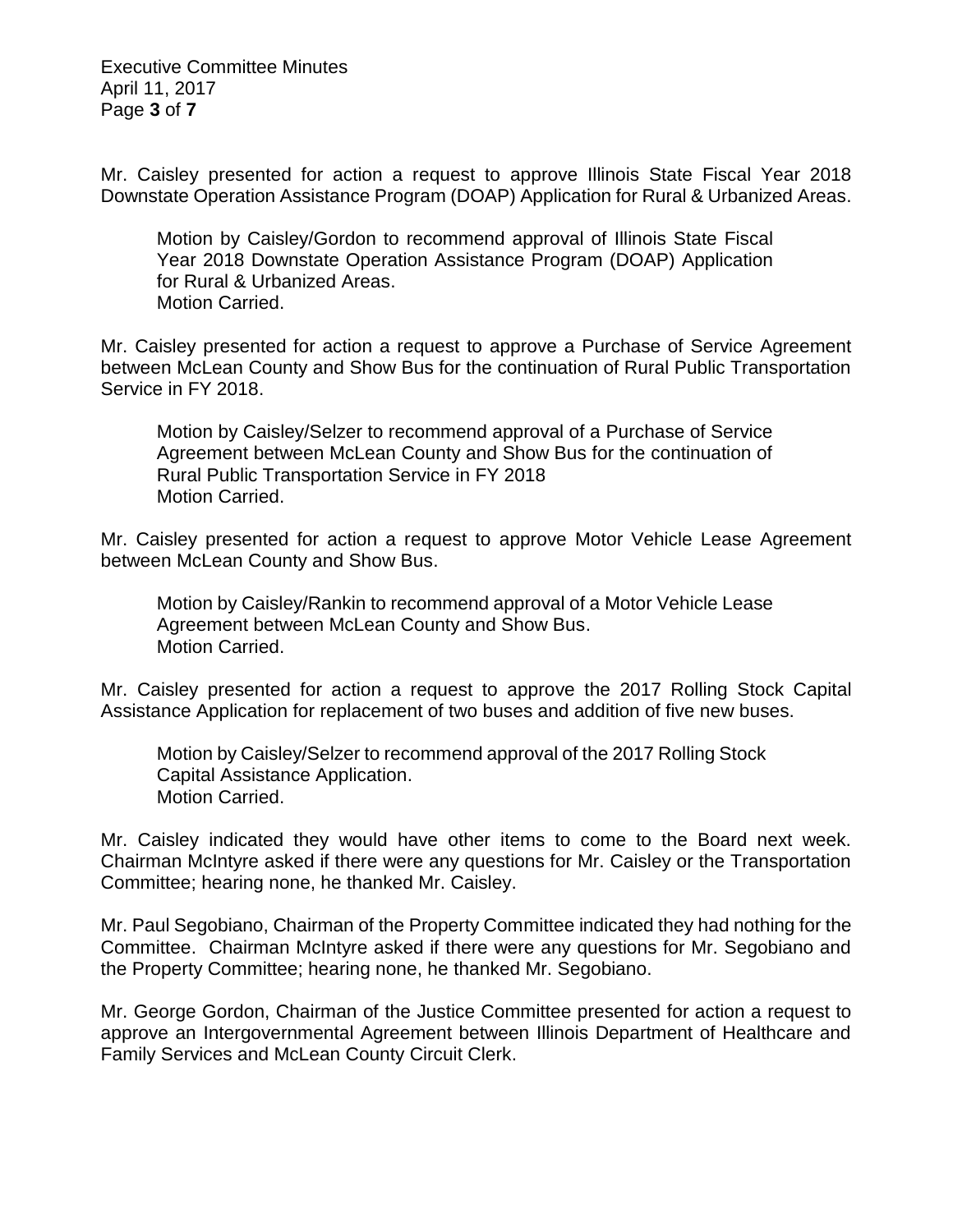Mr. Caisley presented for action a request to approve Illinois State Fiscal Year 2018 Downstate Operation Assistance Program (DOAP) Application for Rural & Urbanized Areas.

> Motion by Caisley/Gordon to recommend approval of Illinois State Fiscal Year 2018 Downstate Operation Assistance Program (DOAP) Application for Rural & Urbanized Areas.
> Motion Carried.

Mr. Caisley presented for action a request to approve a Purchase of Service Agreement between McLean County and Show Bus for the continuation of Rural Public Transportation Service in FY 2018.

> Motion by Caisley/Selzer to recommend approval of a Purchase of Service Agreement between McLean County and Show Bus for the continuation of Rural Public Transportation Service in FY 2018
> Motion Carried.

Mr. Caisley presented for action a request to approve Motor Vehicle Lease Agreement between McLean County and Show Bus.

> Motion by Caisley/Rankin to recommend approval of a Motor Vehicle Lease Agreement between McLean County and Show Bus.
> Motion Carried.

Mr. Caisley presented for action a request to approve the 2017 Rolling Stock Capital Assistance Application for replacement of two buses and addition of five new buses.

> Motion by Caisley/Selzer to recommend approval of the 2017 Rolling Stock Capital Assistance Application.
> Motion Carried.

Mr. Caisley indicated they would have other items to come to the Board next week. Chairman McIntyre asked if there were any questions for Mr. Caisley or the Transportation Committee; hearing none, he thanked Mr. Caisley.

Mr. Paul Segobiano, Chairman of the Property Committee indicated they had nothing for the Committee. Chairman McIntyre asked if there were any questions for Mr. Segobiano and the Property Committee; hearing none, he thanked Mr. Segobiano.

Mr. George Gordon, Chairman of the Justice Committee presented for action a request to approve an Intergovernmental Agreement between Illinois Department of Healthcare and Family Services and McLean County Circuit Clerk.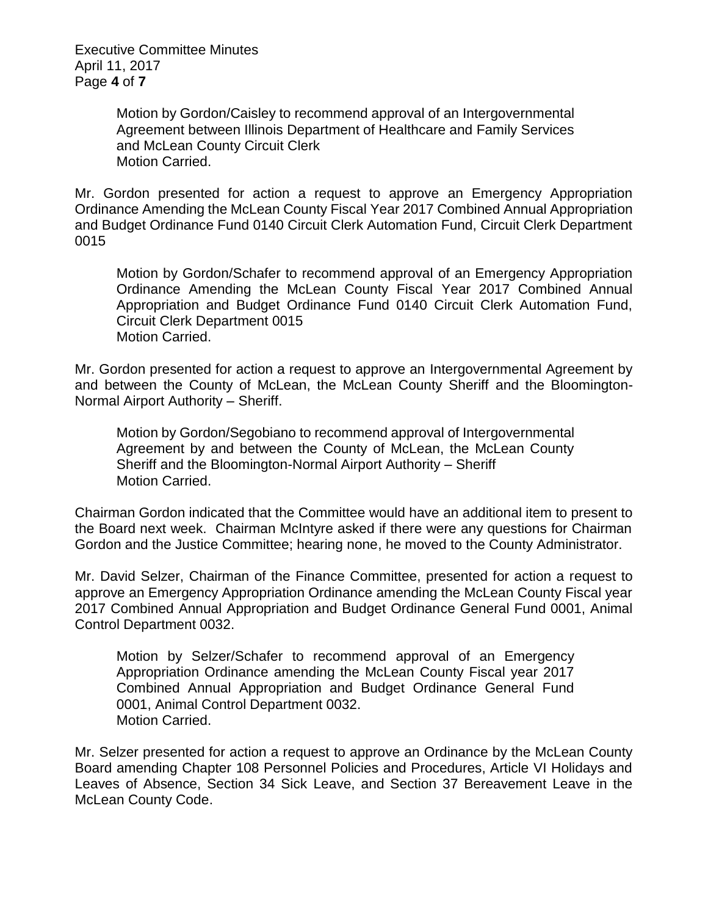Motion by Gordon/Caisley to recommend approval of an Intergovernmental Agreement between Illinois Department of Healthcare and Family Services and McLean County Circuit Clerk
Motion Carried.

Mr. Gordon presented for action a request to approve an Emergency Appropriation Ordinance Amending the McLean County Fiscal Year 2017 Combined Annual Appropriation and Budget Ordinance Fund 0140 Circuit Clerk Automation Fund, Circuit Clerk Department 0015

Motion by Gordon/Schafer to recommend approval of an Emergency Appropriation Ordinance Amending the McLean County Fiscal Year 2017 Combined Annual Appropriation and Budget Ordinance Fund 0140 Circuit Clerk Automation Fund, Circuit Clerk Department 0015
Motion Carried.

Mr. Gordon presented for action a request to approve an Intergovernmental Agreement by and between the County of McLean, the McLean County Sheriff and the Bloomington-Normal Airport Authority – Sheriff.

Motion by Gordon/Segobiano to recommend approval of Intergovernmental Agreement by and between the County of McLean, the McLean County Sheriff and the Bloomington-Normal Airport Authority – Sheriff
Motion Carried.

Chairman Gordon indicated that the Committee would have an additional item to present to the Board next week. Chairman McIntyre asked if there were any questions for Chairman Gordon and the Justice Committee; hearing none, he moved to the County Administrator.

Mr. David Selzer, Chairman of the Finance Committee, presented for action a request to approve an Emergency Appropriation Ordinance amending the McLean County Fiscal year 2017 Combined Annual Appropriation and Budget Ordinance General Fund 0001, Animal Control Department 0032.

Motion by Selzer/Schafer to recommend approval of an Emergency Appropriation Ordinance amending the McLean County Fiscal year 2017 Combined Annual Appropriation and Budget Ordinance General Fund 0001, Animal Control Department 0032.
Motion Carried.

Mr. Selzer presented for action a request to approve an Ordinance by the McLean County Board amending Chapter 108 Personnel Policies and Procedures, Article VI Holidays and Leaves of Absence, Section 34 Sick Leave, and Section 37 Bereavement Leave in the McLean County Code.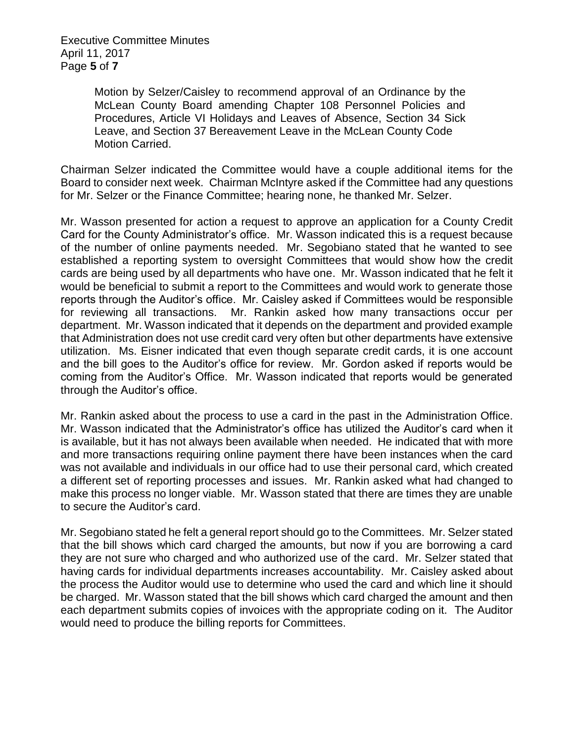Motion by Selzer/Caisley to recommend approval of an Ordinance by the McLean County Board amending Chapter 108 Personnel Policies and Procedures, Article VI Holidays and Leaves of Absence, Section 34 Sick Leave, and Section 37 Bereavement Leave in the McLean County Code
Motion Carried.

Chairman Selzer indicated the Committee would have a couple additional items for the Board to consider next week. Chairman McIntyre asked if the Committee had any questions for Mr. Selzer or the Finance Committee; hearing none, he thanked Mr. Selzer.

Mr. Wasson presented for action a request to approve an application for a County Credit Card for the County Administrator's office. Mr. Wasson indicated this is a request because of the number of online payments needed. Mr. Segobiano stated that he wanted to see established a reporting system to oversight Committees that would show how the credit cards are being used by all departments who have one. Mr. Wasson indicated that he felt it would be beneficial to submit a report to the Committees and would work to generate those reports through the Auditor's office. Mr. Caisley asked if Committees would be responsible for reviewing all transactions. Mr. Rankin asked how many transactions occur per department. Mr. Wasson indicated that it depends on the department and provided example that Administration does not use credit card very often but other departments have extensive utilization. Ms. Eisner indicated that even though separate credit cards, it is one account and the bill goes to the Auditor's office for review. Mr. Gordon asked if reports would be coming from the Auditor's Office. Mr. Wasson indicated that reports would be generated through the Auditor's office.

Mr. Rankin asked about the process to use a card in the past in the Administration Office. Mr. Wasson indicated that the Administrator's office has utilized the Auditor's card when it is available, but it has not always been available when needed. He indicated that with more and more transactions requiring online payment there have been instances when the card was not available and individuals in our office had to use their personal card, which created a different set of reporting processes and issues. Mr. Rankin asked what had changed to make this process no longer viable. Mr. Wasson stated that there are times they are unable to secure the Auditor's card.

Mr. Segobiano stated he felt a general report should go to the Committees. Mr. Selzer stated that the bill shows which card charged the amounts, but now if you are borrowing a card they are not sure who charged and who authorized use of the card. Mr. Selzer stated that having cards for individual departments increases accountability. Mr. Caisley asked about the process the Auditor would use to determine who used the card and which line it should be charged. Mr. Wasson stated that the bill shows which card charged the amount and then each department submits copies of invoices with the appropriate coding on it. The Auditor would need to produce the billing reports for Committees.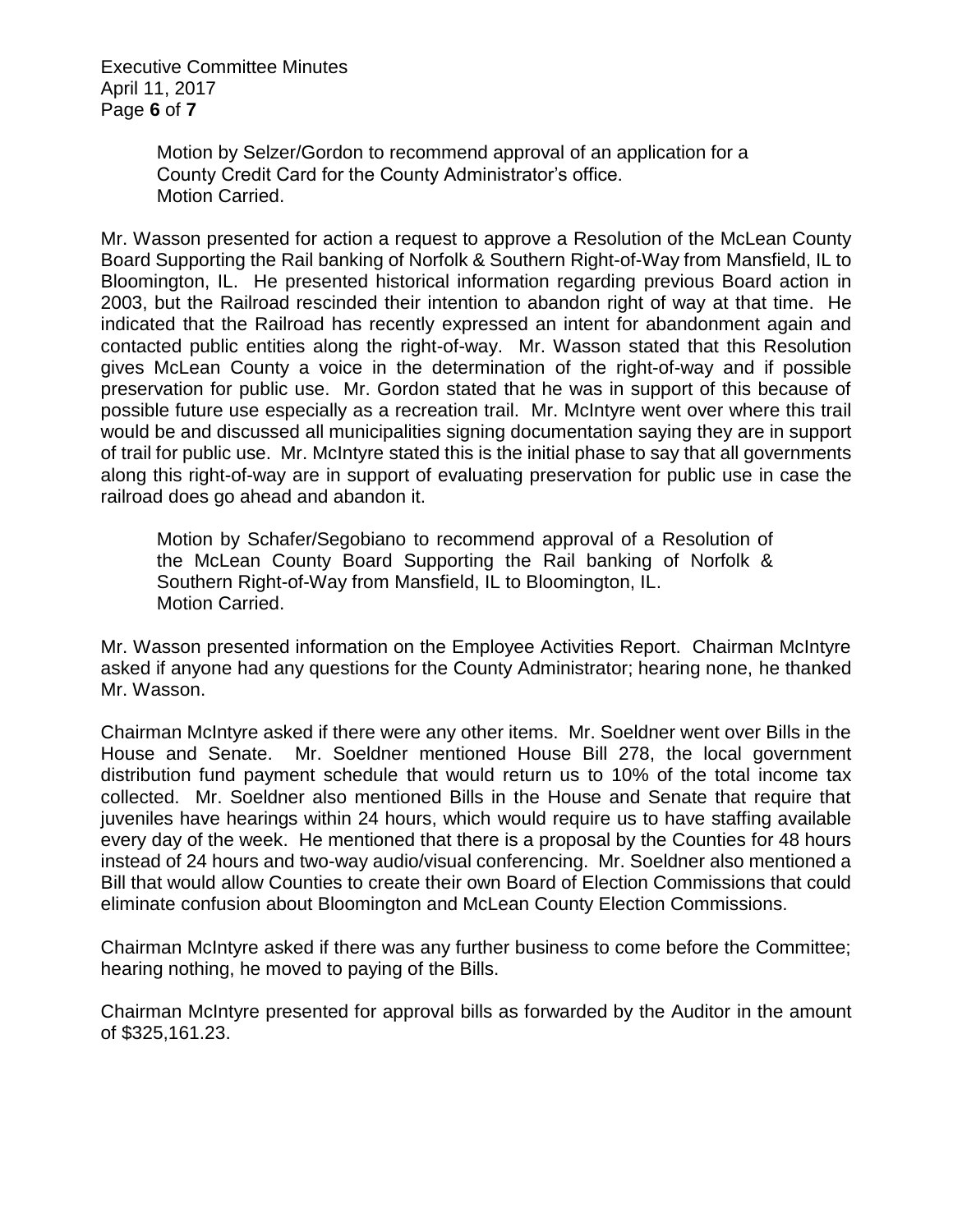Motion by Selzer/Gordon to recommend approval of an application for a County Credit Card for the County Administrator's office.
Motion Carried.

Mr. Wasson presented for action a request to approve a Resolution of the McLean County Board Supporting the Rail banking of Norfolk & Southern Right-of-Way from Mansfield, IL to Bloomington, IL. He presented historical information regarding previous Board action in 2003, but the Railroad rescinded their intention to abandon right of way at that time. He indicated that the Railroad has recently expressed an intent for abandonment again and contacted public entities along the right-of-way. Mr. Wasson stated that this Resolution gives McLean County a voice in the determination of the right-of-way and if possible preservation for public use. Mr. Gordon stated that he was in support of this because of possible future use especially as a recreation trail. Mr. McIntyre went over where this trail would be and discussed all municipalities signing documentation saying they are in support of trail for public use. Mr. McIntyre stated this is the initial phase to say that all governments along this right-of-way are in support of evaluating preservation for public use in case the railroad does go ahead and abandon it.

Motion by Schafer/Segobiano to recommend approval of a Resolution of the McLean County Board Supporting the Rail banking of Norfolk & Southern Right-of-Way from Mansfield, IL to Bloomington, IL.
Motion Carried.

Mr. Wasson presented information on the Employee Activities Report. Chairman McIntyre asked if anyone had any questions for the County Administrator; hearing none, he thanked Mr. Wasson.

Chairman McIntyre asked if there were any other items. Mr. Soeldner went over Bills in the House and Senate. Mr. Soeldner mentioned House Bill 278, the local government distribution fund payment schedule that would return us to 10% of the total income tax collected. Mr. Soeldner also mentioned Bills in the House and Senate that require that juveniles have hearings within 24 hours, which would require us to have staffing available every day of the week. He mentioned that there is a proposal by the Counties for 48 hours instead of 24 hours and two-way audio/visual conferencing. Mr. Soeldner also mentioned a Bill that would allow Counties to create their own Board of Election Commissions that could eliminate confusion about Bloomington and McLean County Election Commissions.

Chairman McIntyre asked if there was any further business to come before the Committee; hearing nothing, he moved to paying of the Bills.

Chairman McIntyre presented for approval bills as forwarded by the Auditor in the amount of $325,161.23.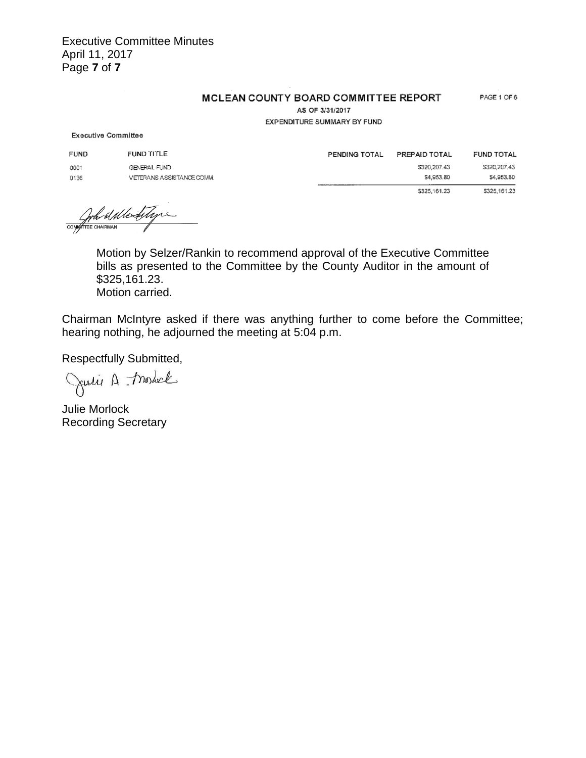**MCLEAN COUNTY BOARD COMMITTEE REPORT**

PAGE 1 OF 6

AS OF 3/31/2017

EXPENDITURE SUMMARY BY FUND

Executive Committee

| FUND | FUND TITLE | PENDING TOTAL | PREPAID TOTAL | FUND TOTAL |
|---|---|---|---|---|
| 0001 | GENERAL FUND | | $320,207.43 | $320,207.43 |
| 0136 | VETERANS ASSISTANCE COMM. | | $4,953.80 | $4,953.80 |
| | | | $325,161.23 | $325,161.23 |

COMMITTEE CHAIRMAN

Motion by Selzer/Rankin to recommend approval of the Executive Committee bills as presented to the Committee by the County Auditor in the amount of $325,161.23.
Motion carried.

Chairman McIntyre asked if there was anything further to come before the Committee; hearing nothing, he adjourned the meeting at 5:04 p.m.

Respectfully Submitted,

Julie Morlock
Recording Secretary